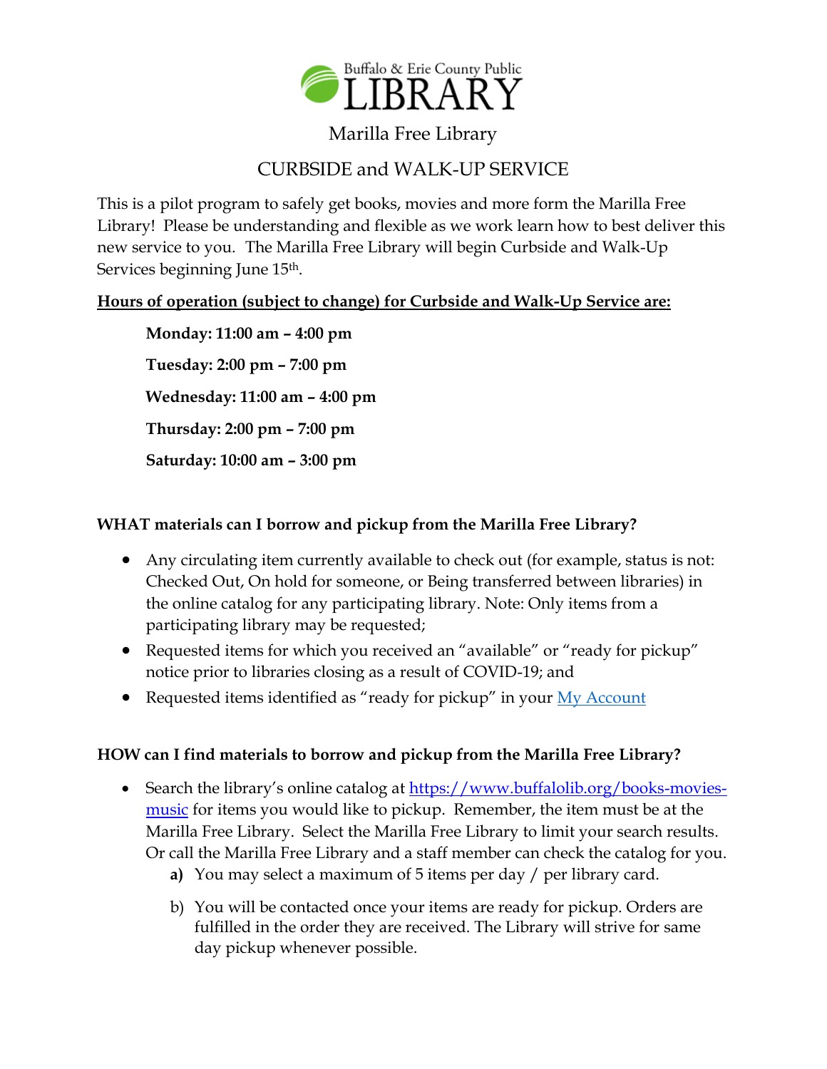Buffalo & Erie County Public LIBRARY

# Marilla Free Library

## CURBSIDE and WALK-UP SERVICE

This is a pilot program to safely get books, movies and more form the Marilla Free Library! Please be understanding and flexible as we work learn how to best deliver this new service to you. The Marilla Free Library will begin Curbside and Walk-Up Services beginning June 15th.

**Hours of operation (subject to change) for Curbside and Walk-Up Service are:**

**Monday: 11:00 am – 4:00 pm**

**Tuesday: 2:00 pm – 7:00 pm**

**Wednesday: 11:00 am – 4:00 pm**

**Thursday: 2:00 pm – 7:00 pm**

**Saturday: 10:00 am – 3:00 pm**

### WHAT materials can I borrow and pickup from the Marilla Free Library?

- Any circulating item currently available to check out (for example, status is not: Checked Out, On hold for someone, or Being transferred between libraries) in the online catalog for any participating library. Note: Only items from a participating library may be requested;
- Requested items for which you received an "available" or "ready for pickup" notice prior to libraries closing as a result of COVID-19; and
- Requested items identified as "ready for pickup" in your My Account

### HOW can I find materials to borrow and pickup from the Marilla Free Library?

- Search the library's online catalog at https://www.buffalolib.org/books-movies-music for items you would like to pickup. Remember, the item must be at the Marilla Free Library. Select the Marilla Free Library to limit your search results. Or call the Marilla Free Library and a staff member can check the catalog for you.
  - **a)** You may select a maximum of 5 items per day / per library card.
  - b) You will be contacted once your items are ready for pickup. Orders are fulfilled in the order they are received. The Library will strive for same day pickup whenever possible.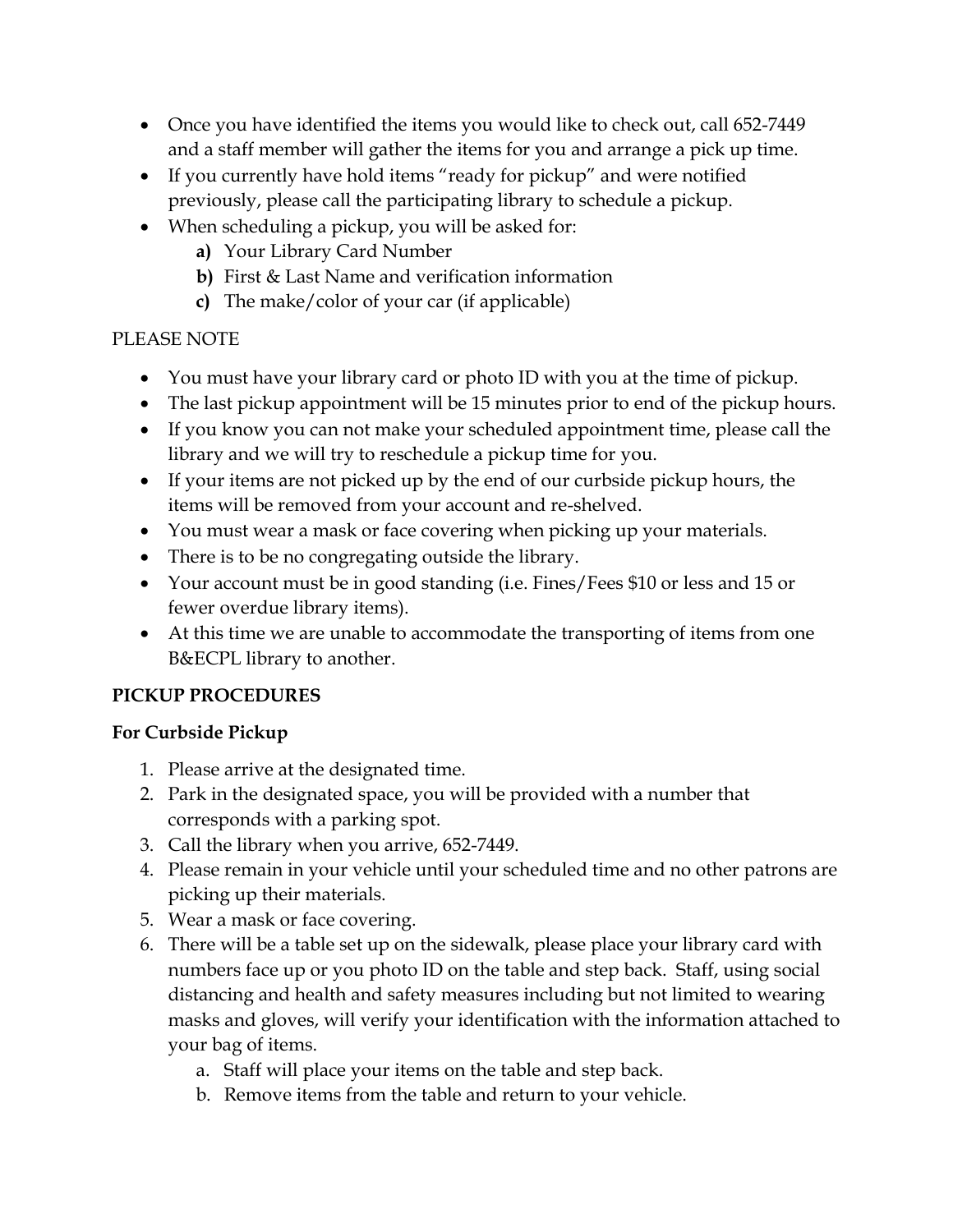- Once you have identified the items you would like to check out, call 652-7449 and a staff member will gather the items for you and arrange a pick up time.
- If you currently have hold items "ready for pickup" and were notified previously, please call the participating library to schedule a pickup.
- When scheduling a pickup, you will be asked for:
  - **a)** Your Library Card Number
  - **b)** First & Last Name and verification information
  - **c)** The make/color of your car (if applicable)

PLEASE NOTE

- You must have your library card or photo ID with you at the time of pickup.
- The last pickup appointment will be 15 minutes prior to end of the pickup hours.
- If you know you can not make your scheduled appointment time, please call the library and we will try to reschedule a pickup time for you.
- If your items are not picked up by the end of our curbside pickup hours, the items will be removed from your account and re-shelved.
- You must wear a mask or face covering when picking up your materials.
- There is to be no congregating outside the library.
- Your account must be in good standing (i.e. Fines/Fees $10 or less and 15 or fewer overdue library items).
- At this time we are unable to accommodate the transporting of items from one B&ECPL library to another.

**PICKUP PROCEDURES**

**For Curbside Pickup**

1. Please arrive at the designated time.
2. Park in the designated space, you will be provided with a number that corresponds with a parking spot.
3. Call the library when you arrive, 652-7449.
4. Please remain in your vehicle until your scheduled time and no other patrons are picking up their materials.
5. Wear a mask or face covering.
6. There will be a table set up on the sidewalk, please place your library card with numbers face up or you photo ID on the table and step back. Staff, using social distancing and health and safety measures including but not limited to wearing masks and gloves, will verify your identification with the information attached to your bag of items.
   1. Staff will place your items on the table and step back.
   2. Remove items from the table and return to your vehicle.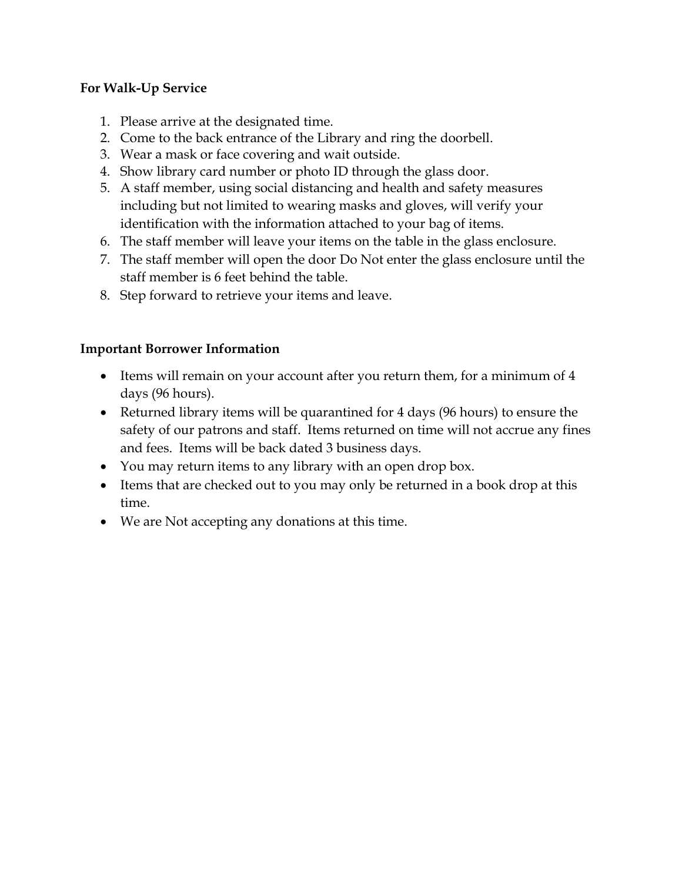**For Walk-Up Service**

1. Please arrive at the designated time.
2. Come to the back entrance of the Library and ring the doorbell.
3. Wear a mask or face covering and wait outside.
4. Show library card number or photo ID through the glass door.
5. A staff member, using social distancing and health and safety measures including but not limited to wearing masks and gloves, will verify your identification with the information attached to your bag of items.
6. The staff member will leave your items on the table in the glass enclosure.
7. The staff member will open the door Do Not enter the glass enclosure until the staff member is 6 feet behind the table.
8. Step forward to retrieve your items and leave.

**Important Borrower Information**

- Items will remain on your account after you return them, for a minimum of 4 days (96 hours).
- Returned library items will be quarantined for 4 days (96 hours) to ensure the safety of our patrons and staff. Items returned on time will not accrue any fines and fees. Items will be back dated 3 business days.
- You may return items to any library with an open drop box.
- Items that are checked out to you may only be returned in a book drop at this time.
- We are Not accepting any donations at this time.